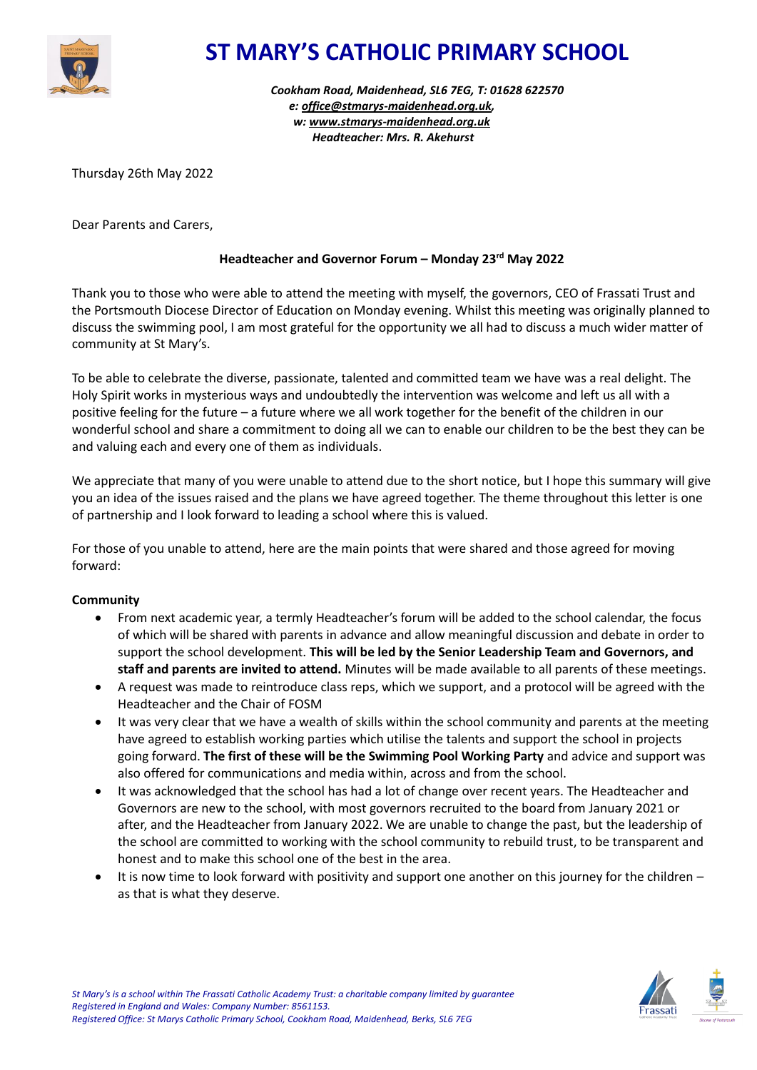# ST MARY'S CATHOLIC PRIMARY SCHOOL

*Cookham Road, Maidenhead, SL6 7EG, T: 01628 622570*
*e: office@stmarys-maidenhead.org.uk,*
*w: www.stmarys-maidenhead.org.uk*
*Headteacher: Mrs. R. Akehurst*

Thursday 26th May 2022

Dear Parents and Carers,

**Headteacher and Governor Forum – Monday 23rd May 2022**

Thank you to those who were able to attend the meeting with myself, the governors, CEO of Frassati Trust and the Portsmouth Diocese Director of Education on Monday evening. Whilst this meeting was originally planned to discuss the swimming pool, I am most grateful for the opportunity we all had to discuss a much wider matter of community at St Mary's.

To be able to celebrate the diverse, passionate, talented and committed team we have was a real delight. The Holy Spirit works in mysterious ways and undoubtedly the intervention was welcome and left us all with a positive feeling for the future – a future where we all work together for the benefit of the children in our wonderful school and share a commitment to doing all we can to enable our children to be the best they can be and valuing each and every one of them as individuals.

We appreciate that many of you were unable to attend due to the short notice, but I hope this summary will give you an idea of the issues raised and the plans we have agreed together. The theme throughout this letter is one of partnership and I look forward to leading a school where this is valued.

For those of you unable to attend, here are the main points that were shared and those agreed for moving forward:

**Community**

- From next academic year, a termly Headteacher's forum will be added to the school calendar, the focus of which will be shared with parents in advance and allow meaningful discussion and debate in order to support the school development. **This will be led by the Senior Leadership Team and Governors, and staff and parents are invited to attend.** Minutes will be made available to all parents of these meetings.
- A request was made to reintroduce class reps, which we support, and a protocol will be agreed with the Headteacher and the Chair of FOSM
- It was very clear that we have a wealth of skills within the school community and parents at the meeting have agreed to establish working parties which utilise the talents and support the school in projects going forward. **The first of these will be the Swimming Pool Working Party** and advice and support was also offered for communications and media within, across and from the school.
- It was acknowledged that the school has had a lot of change over recent years. The Headteacher and Governors are new to the school, with most governors recruited to the board from January 2021 or after, and the Headteacher from January 2022. We are unable to change the past, but the leadership of the school are committed to working with the school community to rebuild trust, to be transparent and honest and to make this school one of the best in the area.
- It is now time to look forward with positivity and support one another on this journey for the children – as that is what they deserve.

*St Mary's is a school within The Frassati Catholic Academy Trust: a charitable company limited by guarantee*
*Registered in England and Wales: Company Number: 8561153.*
*Registered Office: St Marys Catholic Primary School, Cookham Road, Maidenhead, Berks, SL6 7EG*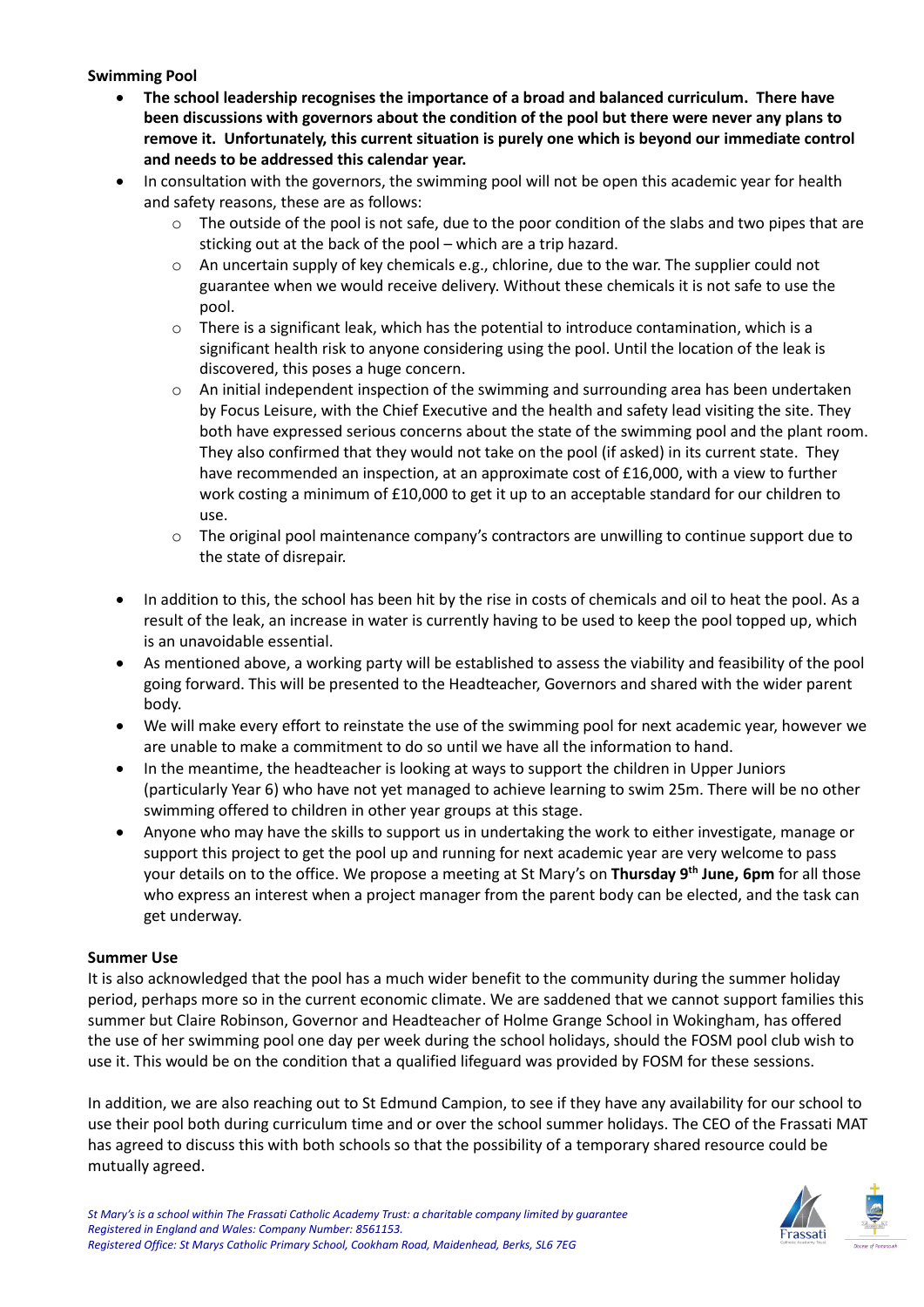**Swimming Pool**

- **The school leadership recognises the importance of a broad and balanced curriculum. There have been discussions with governors about the condition of the pool but there were never any plans to remove it. Unfortunately, this current situation is purely one which is beyond our immediate control and needs to be addressed this calendar year.**
- In consultation with the governors, the swimming pool will not be open this academic year for health and safety reasons, these are as follows:
  - The outside of the pool is not safe, due to the poor condition of the slabs and two pipes that are sticking out at the back of the pool – which are a trip hazard.
  - An uncertain supply of key chemicals e.g., chlorine, due to the war. The supplier could not guarantee when we would receive delivery. Without these chemicals it is not safe to use the pool.
  - There is a significant leak, which has the potential to introduce contamination, which is a significant health risk to anyone considering using the pool. Until the location of the leak is discovered, this poses a huge concern.
  - An initial independent inspection of the swimming and surrounding area has been undertaken by Focus Leisure, with the Chief Executive and the health and safety lead visiting the site. They both have expressed serious concerns about the state of the swimming pool and the plant room. They also confirmed that they would not take on the pool (if asked) in its current state. They have recommended an inspection, at an approximate cost of £16,000, with a view to further work costing a minimum of £10,000 to get it up to an acceptable standard for our children to use.
  - The original pool maintenance company's contractors are unwilling to continue support due to the state of disrepair.

- In addition to this, the school has been hit by the rise in costs of chemicals and oil to heat the pool. As a result of the leak, an increase in water is currently having to be used to keep the pool topped up, which is an unavoidable essential.
- As mentioned above, a working party will be established to assess the viability and feasibility of the pool going forward. This will be presented to the Headteacher, Governors and shared with the wider parent body.
- We will make every effort to reinstate the use of the swimming pool for next academic year, however we are unable to make a commitment to do so until we have all the information to hand.
- In the meantime, the headteacher is looking at ways to support the children in Upper Juniors (particularly Year 6) who have not yet managed to achieve learning to swim 25m. There will be no other swimming offered to children in other year groups at this stage.
- Anyone who may have the skills to support us in undertaking the work to either investigate, manage or support this project to get the pool up and running for next academic year are very welcome to pass your details on to the office. We propose a meeting at St Mary's on **Thursday 9th June, 6pm** for all those who express an interest when a project manager from the parent body can be elected, and the task can get underway.

**Summer Use**

It is also acknowledged that the pool has a much wider benefit to the community during the summer holiday period, perhaps more so in the current economic climate. We are saddened that we cannot support families this summer but Claire Robinson, Governor and Headteacher of Holme Grange School in Wokingham, has offered the use of her swimming pool one day per week during the school holidays, should the FOSM pool club wish to use it. This would be on the condition that a qualified lifeguard was provided by FOSM for these sessions.

In addition, we are also reaching out to St Edmund Campion, to see if they have any availability for our school to use their pool both during curriculum time and or over the school summer holidays. The CEO of the Frassati MAT has agreed to discuss this with both schools so that the possibility of a temporary shared resource could be mutually agreed.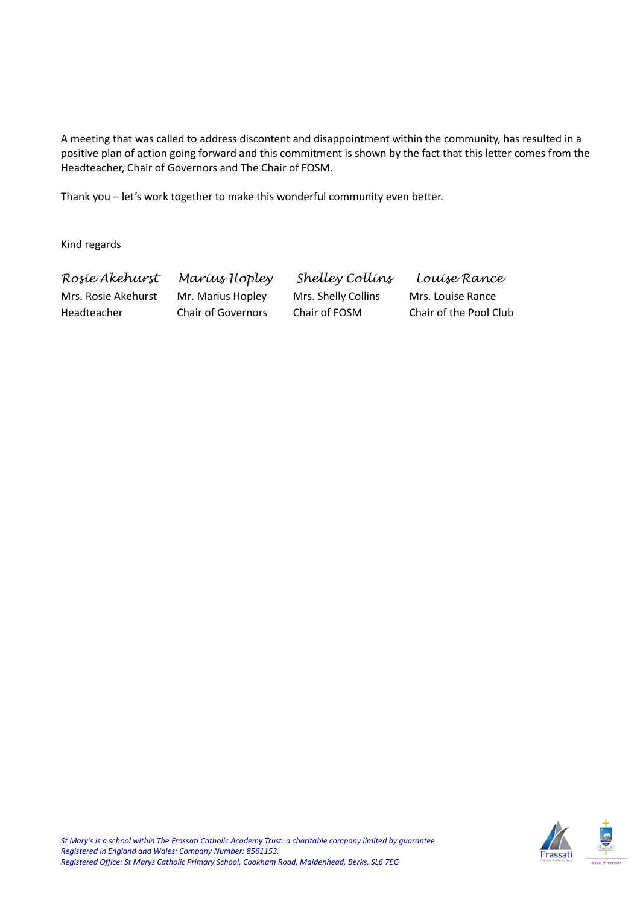A meeting that was called to address discontent and disappointment within the community, has resulted in a positive plan of action going forward and this commitment is shown by the fact that this letter comes from the Headteacher, Chair of Governors and The Chair of FOSM.

Thank you – let's work together to make this wonderful community even better.

Kind regards

| | | | |
|---|---|---|---|
| *Rosie Akehurst* | *Marius Hopley* | *Shelley Collins* | *Louise Rance* |
| Mrs. Rosie Akehurst | Mr. Marius Hopley | Mrs. Shelly Collins | Mrs. Louise Rance |
| Headteacher | Chair of Governors | Chair of FOSM | Chair of the Pool Club |

*St Mary's is a school within The Frassati Catholic Academy Trust: a charitable company limited by guarantee*
*Registered in England and Wales: Company Number: 8561153.*
*Registered Office: St Marys Catholic Primary School, Cookham Road, Maidenhead, Berks, SL6 7EG*